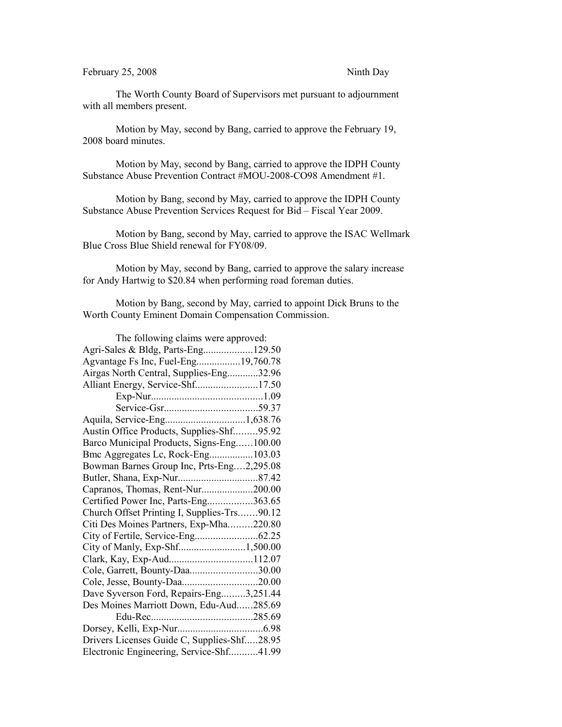February 25, 2008 Ninth Day

The Worth County Board of Supervisors met pursuant to adjournment with all members present.

Motion by May, second by Bang, carried to approve the February 19, 2008 board minutes.

Motion by May, second by Bang, carried to approve the IDPH County Substance Abuse Prevention Contract #MOU-2008-CO98 Amendment #1.

Motion by Bang, second by May, carried to approve the IDPH County Substance Abuse Prevention Services Request for Bid – Fiscal Year 2009.

Motion by Bang, second by May, carried to approve the ISAC Wellmark Blue Cross Blue Shield renewal for FY08/09.

Motion by May, second by Bang, carried to approve the salary increase for Andy Hartwig to $20.84 when performing road foreman duties.

Motion by Bang, second by May, carried to appoint Dick Bruns to the Worth County Eminent Domain Compensation Commission.

The following claims were approved:

Agri-Sales & Bldg, Parts-Eng...................129.50
Agvantage Fs Inc, Fuel-Eng.................19,760.78
Airgas North Central, Supplies-Eng............32.96
Alliant Energy, Service-Shf........................17.50
Exp-Nur..........................................1.09
Service-Gsr....................................59.37
Aquila, Service-Eng...............................1,638.76
Austin Office Products, Supplies-Shf.........95.92
Barco Municipal Products, Signs-Eng......100.00
Bmc Aggregates Lc, Rock-Eng.................103.03
Bowman Barnes Group Inc, Prts-Eng....2,295.08
Butler, Shana, Exp-Nur..............................87.42
Capranos, Thomas, Rent-Nur....................200.00
Certified Power Inc, Parts-Eng.................363.65
Church Offset Printing I, Supplies-Trs.......90.12
Citi Des Moines Partners, Exp-Mha.........220.80
City of Fertile, Service-Eng........................62.25
City of Manly, Exp-Shf..........................1,500.00
Clark, Kay, Exp-Aud................................112.07
Cole, Garrett, Bounty-Daa..........................30.00
Cole, Jesse, Bounty-Daa............................20.00
Dave Syverson Ford, Repairs-Eng.........3,251.44
Des Moines Marriott Down, Edu-Aud......285.69
Edu-Rec.......................................285.69
Dorsey, Kelli, Exp-Nur.................................6.98
Drivers Licenses Guide C, Supplies-Shf.....28.95
Electronic Engineering, Service-Shf...........41.99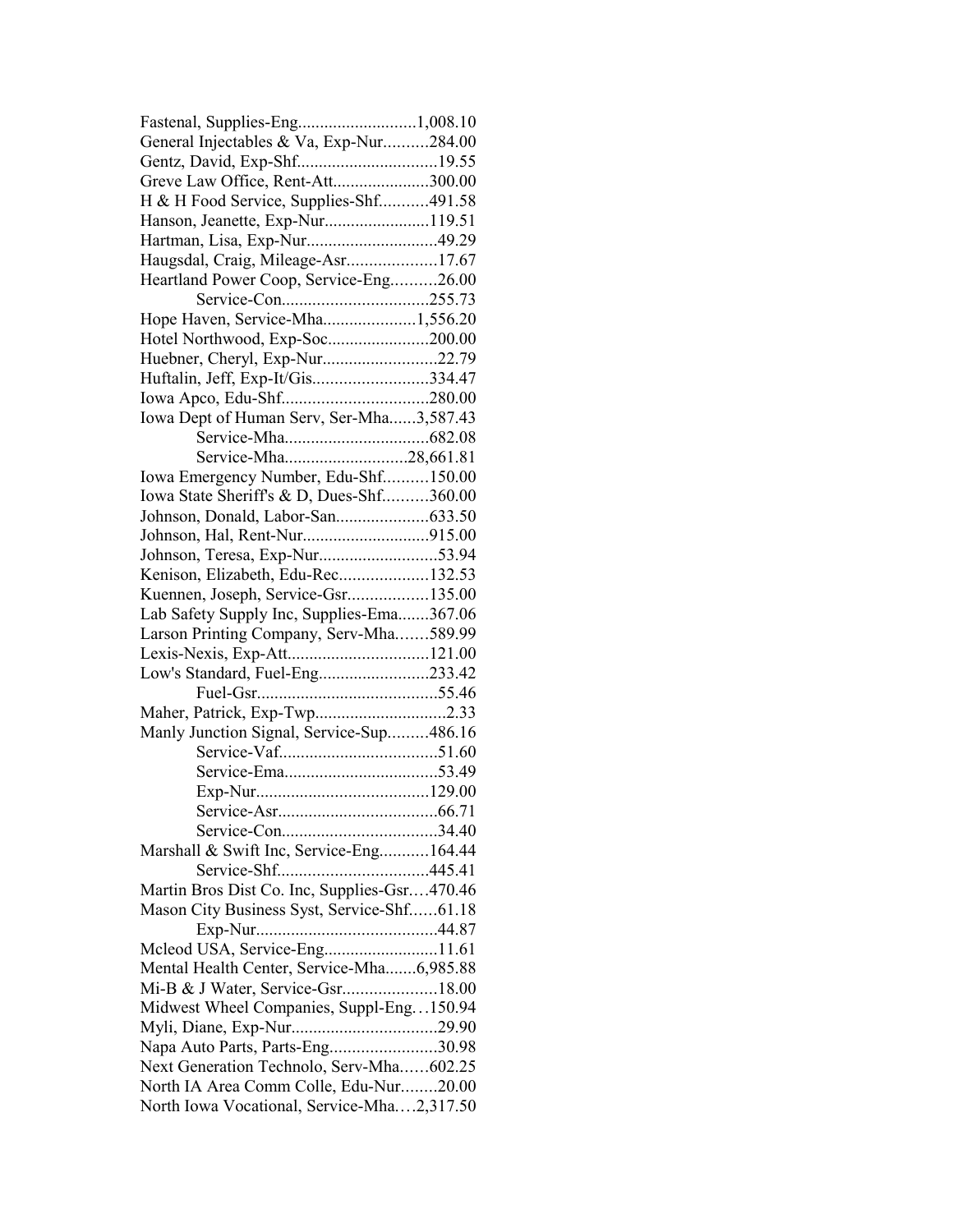Fastenal, Supplies-Eng...........................1,008.10
General Injectables & Va, Exp-Nur..........284.00
Gentz, David, Exp-Shf................................19.55
Greve Law Office, Rent-Att......................300.00
H & H Food Service, Supplies-Shf...........491.58
Hanson, Jeanette, Exp-Nur........................119.51
Hartman, Lisa, Exp-Nur..............................49.29
Haugsdal, Craig, Mileage-Asr....................17.67
Heartland Power Coop, Service-Eng..........26.00
Service-Con.................................255.73
Hope Haven, Service-Mha.....................1,556.20
Hotel Northwood, Exp-Soc.......................200.00
Huebner, Cheryl, Exp-Nur..........................22.79
Huftalin, Jeff, Exp-It/Gis..........................334.47
Iowa Apco, Edu-Shf.................................280.00
Iowa Dept of Human Serv, Ser-Mha......3,587.43
Service-Mha.................................682.08
Service-Mha...........................28,661.81
Iowa Emergency Number, Edu-Shf..........150.00
Iowa State Sheriff's & D, Dues-Shf..........360.00
Johnson, Donald, Labor-San.....................633.50
Johnson, Hal, Rent-Nur............................915.00
Johnson, Teresa, Exp-Nur...........................53.94
Kenison, Elizabeth, Edu-Rec....................132.53
Kuennen, Joseph, Service-Gsr..................135.00
Lab Safety Supply Inc, Supplies-Ema.......367.06
Larson Printing Company, Serv-Mha.......589.99
Lexis-Nexis, Exp-Att................................121.00
Low's Standard, Fuel-Eng.........................233.42
Fuel-Gsr.........................................55.46
Maher, Patrick, Exp-Twp.............................2.33
Manly Junction Signal, Service-Sup.........486.16
Service-Vaf...................................51.60
Service-Ema..................................53.49
Exp-Nur.......................................129.00
Service-Asr...................................66.71
Service-Con...................................34.40
Marshall & Swift Inc, Service-Eng...........164.44
Service-Shf..................................445.41
Martin Bros Dist Co. Inc, Supplies-Gsr….470.46
Mason City Business Syst, Service-Shf......61.18
Exp-Nur.........................................44.87
Mcleod USA, Service-Eng..........................11.61
Mental Health Center, Service-Mha.......6,985.88
Mi-B & J Water, Service-Gsr.....................18.00
Midwest Wheel Companies, Suppl-Eng…150.94
Myli, Diane, Exp-Nur.................................29.90
Napa Auto Parts, Parts-Eng........................30.98
Next Generation Technolo, Serv-Mha……602.25
North IA Area Comm Colle, Edu-Nur........20.00
North Iowa Vocational, Service-Mha….2,317.50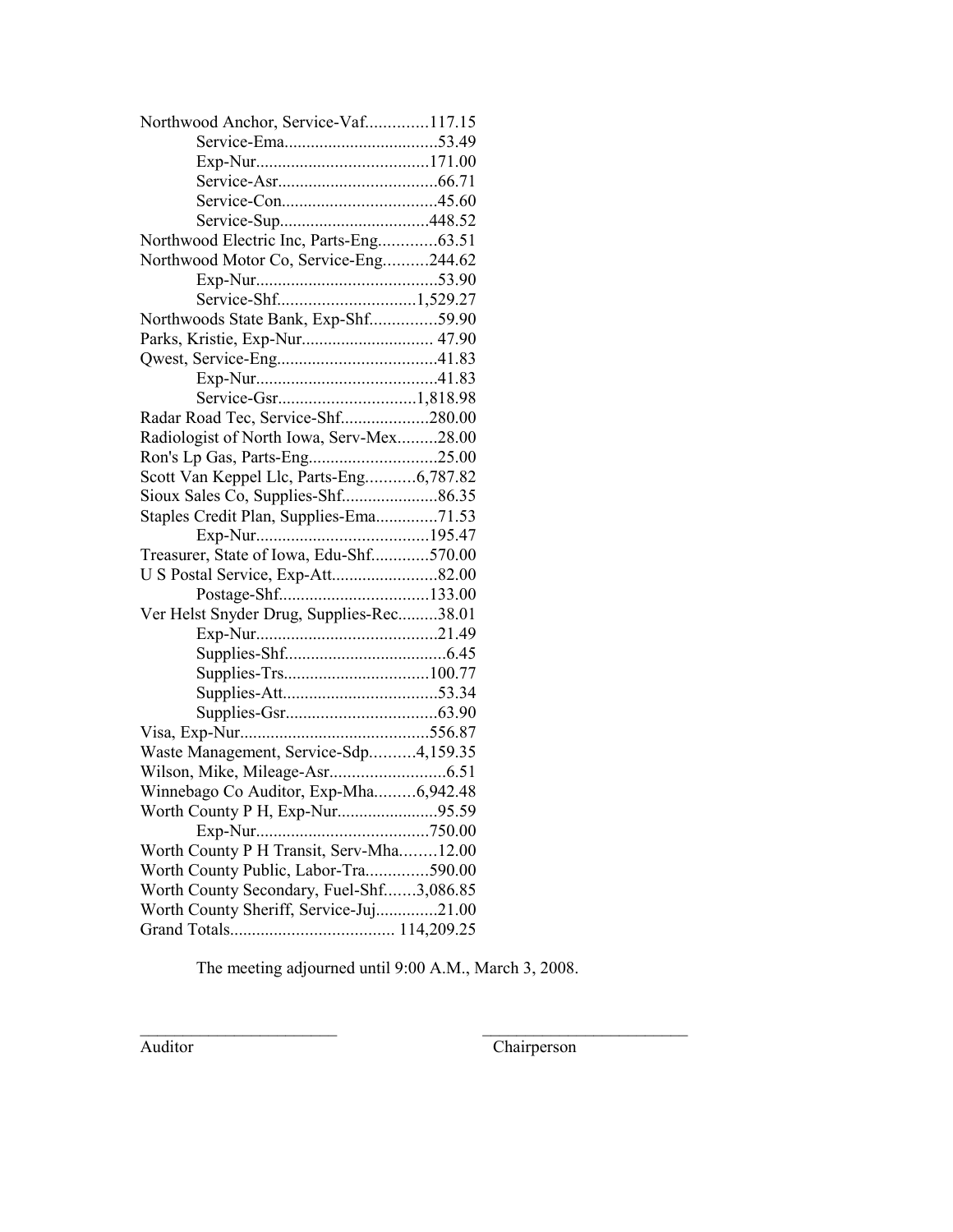Northwood Anchor, Service-Vaf..............117.15
Service-Ema...................................53.49
Exp-Nur.......................................171.00
Service-Asr....................................66.71
Service-Con...................................45.60
Service-Sup..................................448.52
Northwood Electric Inc, Parts-Eng.............63.51
Northwood Motor Co, Service-Eng..........244.62
Exp-Nur.........................................53.90
Service-Shf...............................1,529.27
Northwoods State Bank, Exp-Shf...............59.90
Parks, Kristie, Exp-Nur............................. 47.90
Qwest, Service-Eng....................................41.83
Exp-Nur.........................................41.83
Service-Gsr...............................1,818.98
Radar Road Tec, Service-Shf....................280.00
Radiologist of North Iowa, Serv-Mex.........28.00
Ron's Lp Gas, Parts-Eng.............................25.00
Scott Van Keppel Llc, Parts-Eng...........6,787.82
Sioux Sales Co, Supplies-Shf......................86.35
Staples Credit Plan, Supplies-Ema..............71.53
Exp-Nur.......................................195.47
Treasurer, State of Iowa, Edu-Shf.............570.00
U S Postal Service, Exp-Att........................82.00
Postage-Shf..................................133.00
Ver Helst Snyder Drug, Supplies-Rec.........38.01
Exp-Nur.........................................21.49
Supplies-Shf......................................6.45
Supplies-Trs.................................100.77
Supplies-Att...................................53.34
Supplies-Gsr..................................63.90
Visa, Exp-Nur...........................................556.87
Waste Management, Service-Sdp..........4,159.35
Wilson, Mike, Mileage-Asr..........................6.51
Winnebago Co Auditor, Exp-Mha.........6,942.48
Worth County P H, Exp-Nur.......................95.59
Exp-Nur.......................................750.00
Worth County P H Transit, Serv-Mha........12.00
Worth County Public, Labor-Tra..............590.00
Worth County Secondary, Fuel-Shf.......3,086.85
Worth County Sheriff, Service-Juj..............21.00
Grand Totals..................................... 114,209.25

The meeting adjourned until 9:00 A.M., March 3, 2008.

________________________ ________________________
Auditor Chairperson